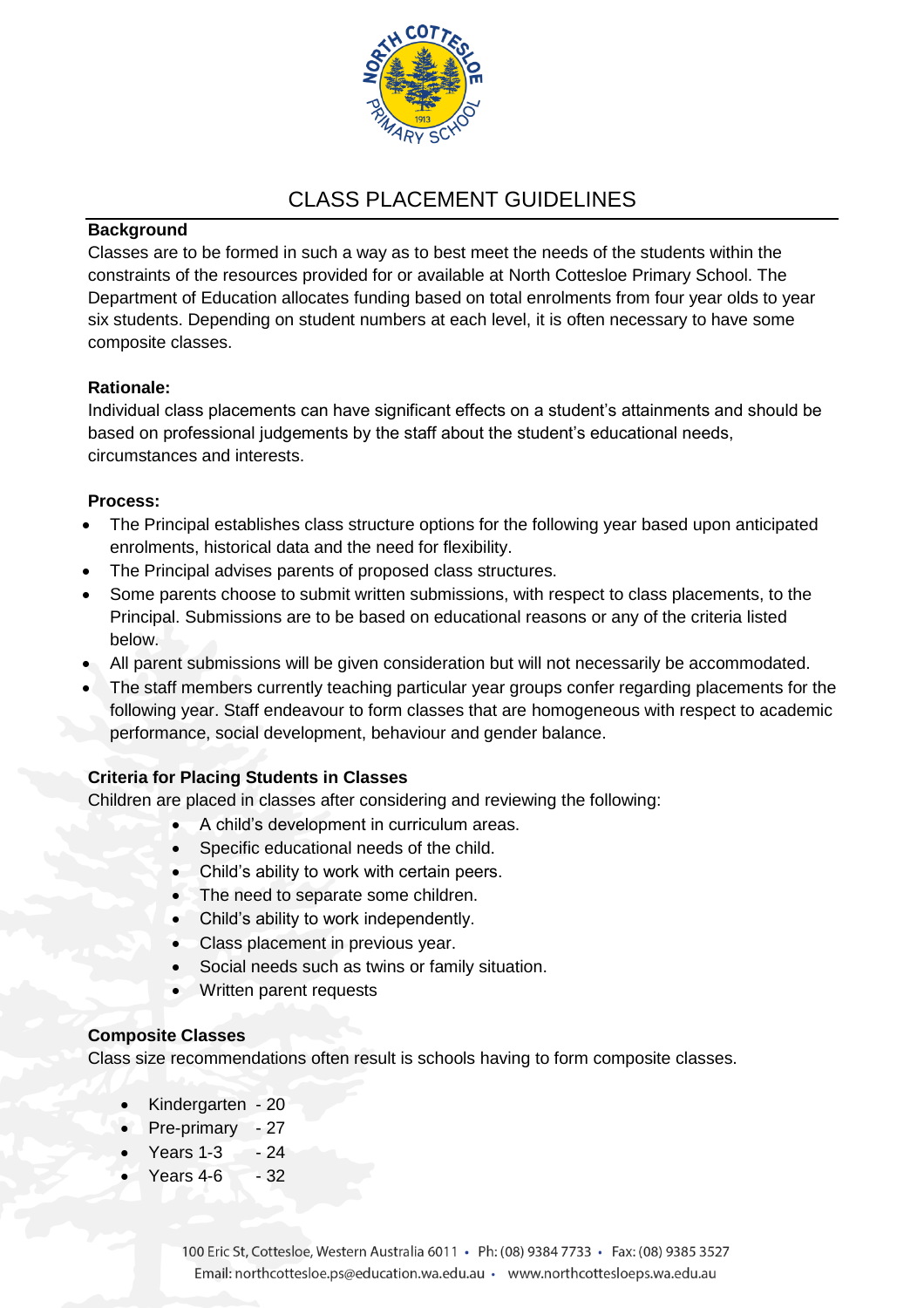# CLASS PLACEMENT GUIDELINES

**Background**

Classes are to be formed in such a way as to best meet the needs of the students within the constraints of the resources provided for or available at North Cottesloe Primary School. The Department of Education allocates funding based on total enrolments from four year olds to year six students. Depending on student numbers at each level, it is often necessary to have some composite classes.

**Rationale:**

Individual class placements can have significant effects on a student's attainments and should be based on professional judgements by the staff about the student's educational needs, circumstances and interests.

**Process:**

- The Principal establishes class structure options for the following year based upon anticipated enrolments, historical data and the need for flexibility.
- The Principal advises parents of proposed class structures.
- Some parents choose to submit written submissions, with respect to class placements, to the Principal. Submissions are to be based on educational reasons or any of the criteria listed below.
- All parent submissions will be given consideration but will not necessarily be accommodated.
- The staff members currently teaching particular year groups confer regarding placements for the following year. Staff endeavour to form classes that are homogeneous with respect to academic performance, social development, behaviour and gender balance.

**Criteria for Placing Students in Classes**

Children are placed in classes after considering and reviewing the following:

- A child's development in curriculum areas.
- Specific educational needs of the child.
- Child's ability to work with certain peers.
- The need to separate some children.
- Child's ability to work independently.
- Class placement in previous year.
- Social needs such as twins or family situation.
- Written parent requests

**Composite Classes**

Class size recommendations often result is schools having to form composite classes.

- Kindergarten - 20
- Pre-primary - 27
- Years 1-3 - 24
- Years 4-6 - 32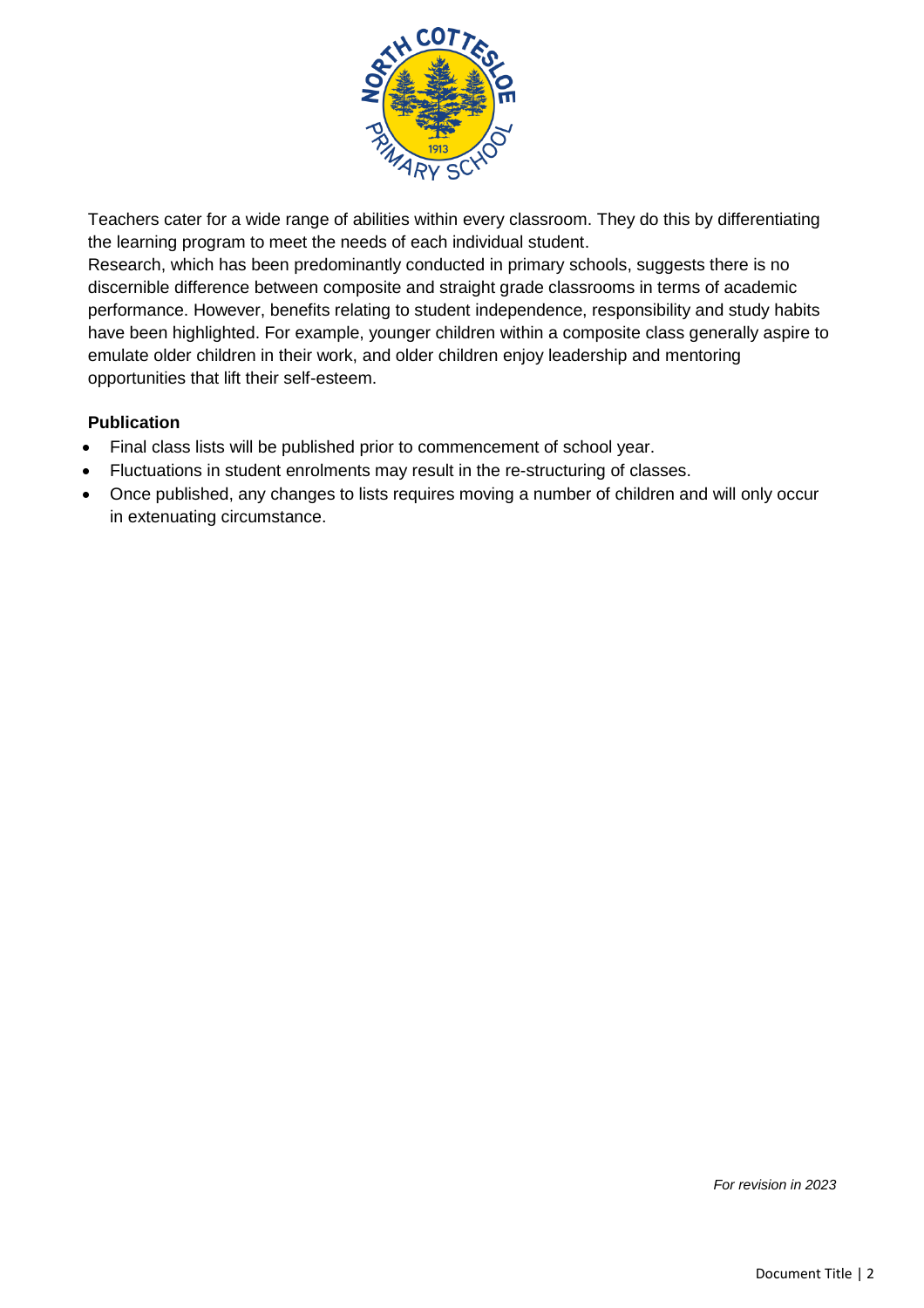Teachers cater for a wide range of abilities within every classroom. They do this by differentiating the learning program to meet the needs of each individual student.

Research, which has been predominantly conducted in primary schools, suggests there is no discernible difference between composite and straight grade classrooms in terms of academic performance. However, benefits relating to student independence, responsibility and study habits have been highlighted. For example, younger children within a composite class generally aspire to emulate older children in their work, and older children enjoy leadership and mentoring opportunities that lift their self-esteem.

**Publication**

- Final class lists will be published prior to commencement of school year.
- Fluctuations in student enrolments may result in the re-structuring of classes.
- Once published, any changes to lists requires moving a number of children and will only occur in extenuating circumstance.

*For revision in 2023*